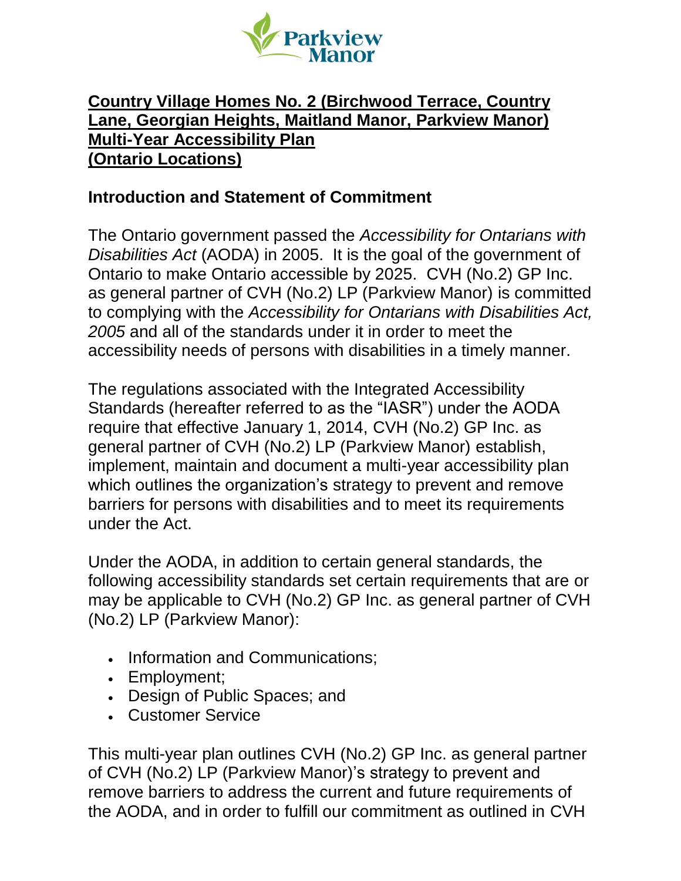**Country Village Homes No. 2 (Birchwood Terrace, Country Lane, Georgian Heights, Maitland Manor, Parkview Manor) Multi-Year Accessibility Plan (Ontario Locations)**

## Introduction and Statement of Commitment

The Ontario government passed the *Accessibility for Ontarians with Disabilities Act* (AODA) in 2005. It is the goal of the government of Ontario to make Ontario accessible by 2025. CVH (No.2) GP Inc. as general partner of CVH (No.2) LP (Parkview Manor) is committed to complying with the *Accessibility for Ontarians with Disabilities Act, 2005* and all of the standards under it in order to meet the accessibility needs of persons with disabilities in a timely manner.

The regulations associated with the Integrated Accessibility Standards (hereafter referred to as the "IASR") under the AODA require that effective January 1, 2014, CVH (No.2) GP Inc. as general partner of CVH (No.2) LP (Parkview Manor) establish, implement, maintain and document a multi-year accessibility plan which outlines the organization's strategy to prevent and remove barriers for persons with disabilities and to meet its requirements under the Act.

Under the AODA, in addition to certain general standards, the following accessibility standards set certain requirements that are or may be applicable to CVH (No.2) GP Inc. as general partner of CVH (No.2) LP (Parkview Manor):

- Information and Communications;
- Employment;
- Design of Public Spaces; and
- Customer Service

This multi-year plan outlines CVH (No.2) GP Inc. as general partner of CVH (No.2) LP (Parkview Manor)'s strategy to prevent and remove barriers to address the current and future requirements of the AODA, and in order to fulfill our commitment as outlined in CVH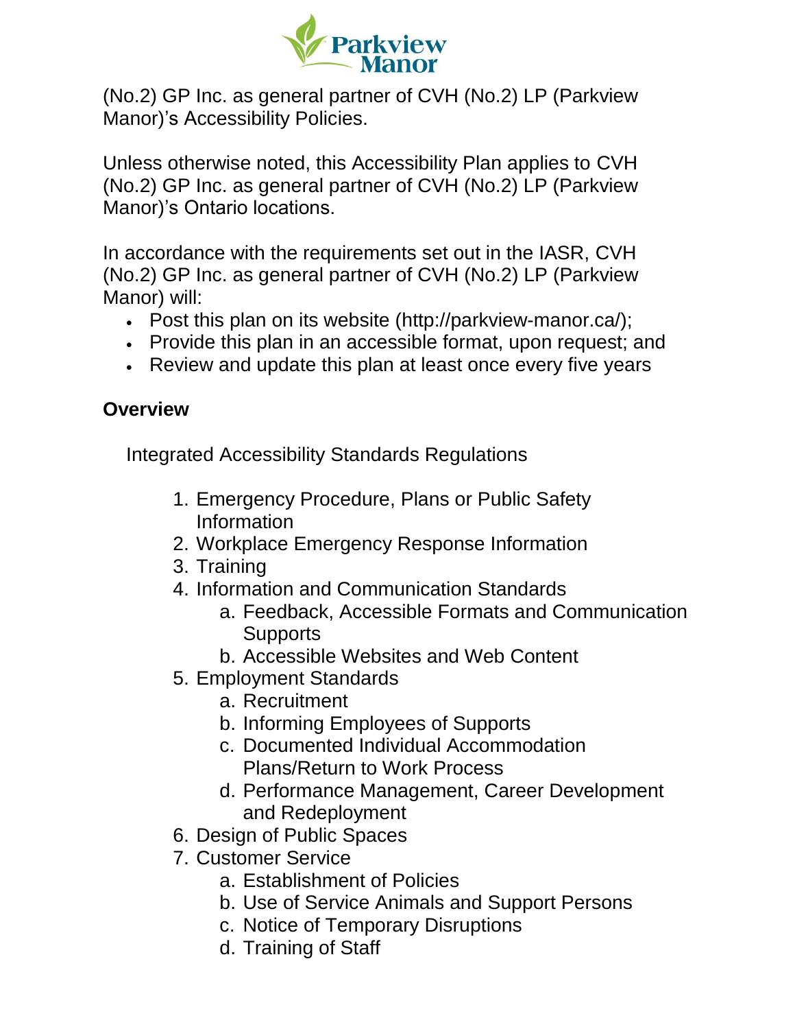(No.2) GP Inc. as general partner of CVH (No.2) LP (Parkview Manor)'s Accessibility Policies.

Unless otherwise noted, this Accessibility Plan applies to CVH (No.2) GP Inc. as general partner of CVH (No.2) LP (Parkview Manor)'s Ontario locations.

In accordance with the requirements set out in the IASR, CVH (No.2) GP Inc. as general partner of CVH (No.2) LP (Parkview Manor) will:

- Post this plan on its website (http://parkview-manor.ca/);
- Provide this plan in an accessible format, upon request; and
- Review and update this plan at least once every five years

**Overview**

Integrated Accessibility Standards Regulations

1. Emergency Procedure, Plans or Public Safety Information
2. Workplace Emergency Response Information
3. Training
4. Information and Communication Standards
    a. Feedback, Accessible Formats and Communication Supports
    b. Accessible Websites and Web Content
5. Employment Standards
    a. Recruitment
    b. Informing Employees of Supports
    c. Documented Individual Accommodation Plans/Return to Work Process
    d. Performance Management, Career Development and Redeployment
6. Design of Public Spaces
7. Customer Service
    a. Establishment of Policies
    b. Use of Service Animals and Support Persons
    c. Notice of Temporary Disruptions
    d. Training of Staff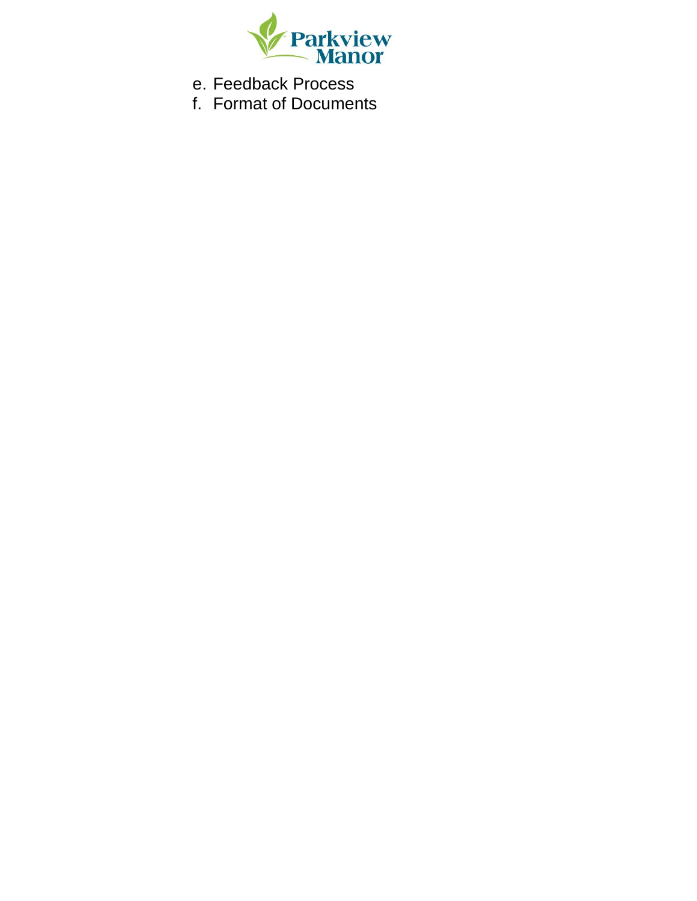e. Feedback Process
f. Format of Documents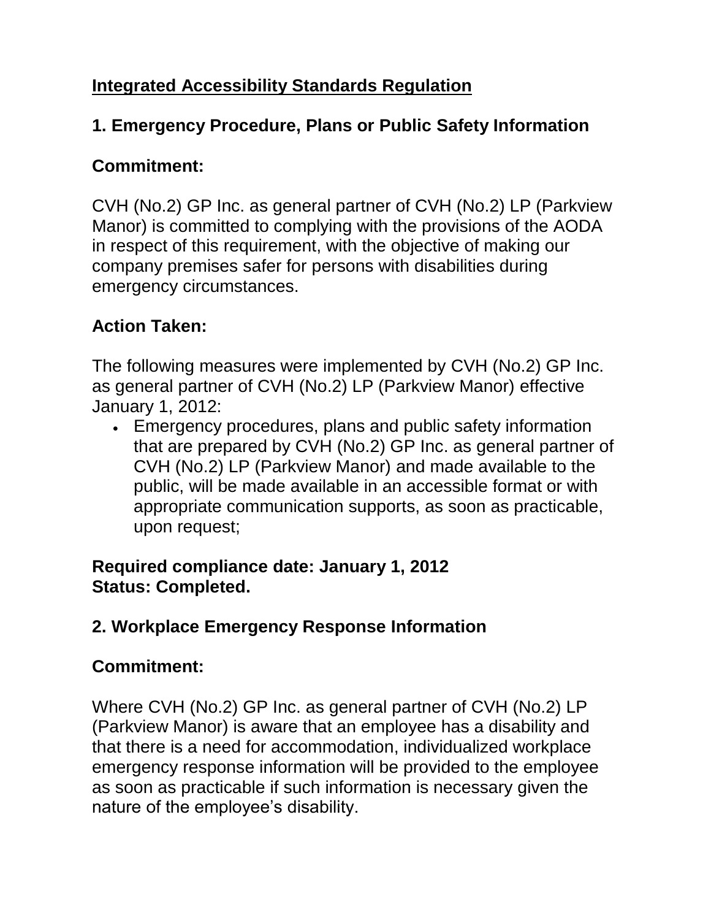## Integrated Accessibility Standards Regulation

### 1. Emergency Procedure, Plans or Public Safety Information

**Commitment:**

CVH (No.2) GP Inc. as general partner of CVH (No.2) LP (Parkview Manor) is committed to complying with the provisions of the AODA in respect of this requirement, with the objective of making our company premises safer for persons with disabilities during emergency circumstances.

**Action Taken:**

The following measures were implemented by CVH (No.2) GP Inc. as general partner of CVH (No.2) LP (Parkview Manor) effective January 1, 2012:

- Emergency procedures, plans and public safety information that are prepared by CVH (No.2) GP Inc. as general partner of CVH (No.2) LP (Parkview Manor) and made available to the public, will be made available in an accessible format or with appropriate communication supports, as soon as practicable, upon request;

**Required compliance date: January 1, 2012**
**Status: Completed.**

### 2. Workplace Emergency Response Information

**Commitment:**

Where CVH (No.2) GP Inc. as general partner of CVH (No.2) LP (Parkview Manor) is aware that an employee has a disability and that there is a need for accommodation, individualized workplace emergency response information will be provided to the employee as soon as practicable if such information is necessary given the nature of the employee's disability.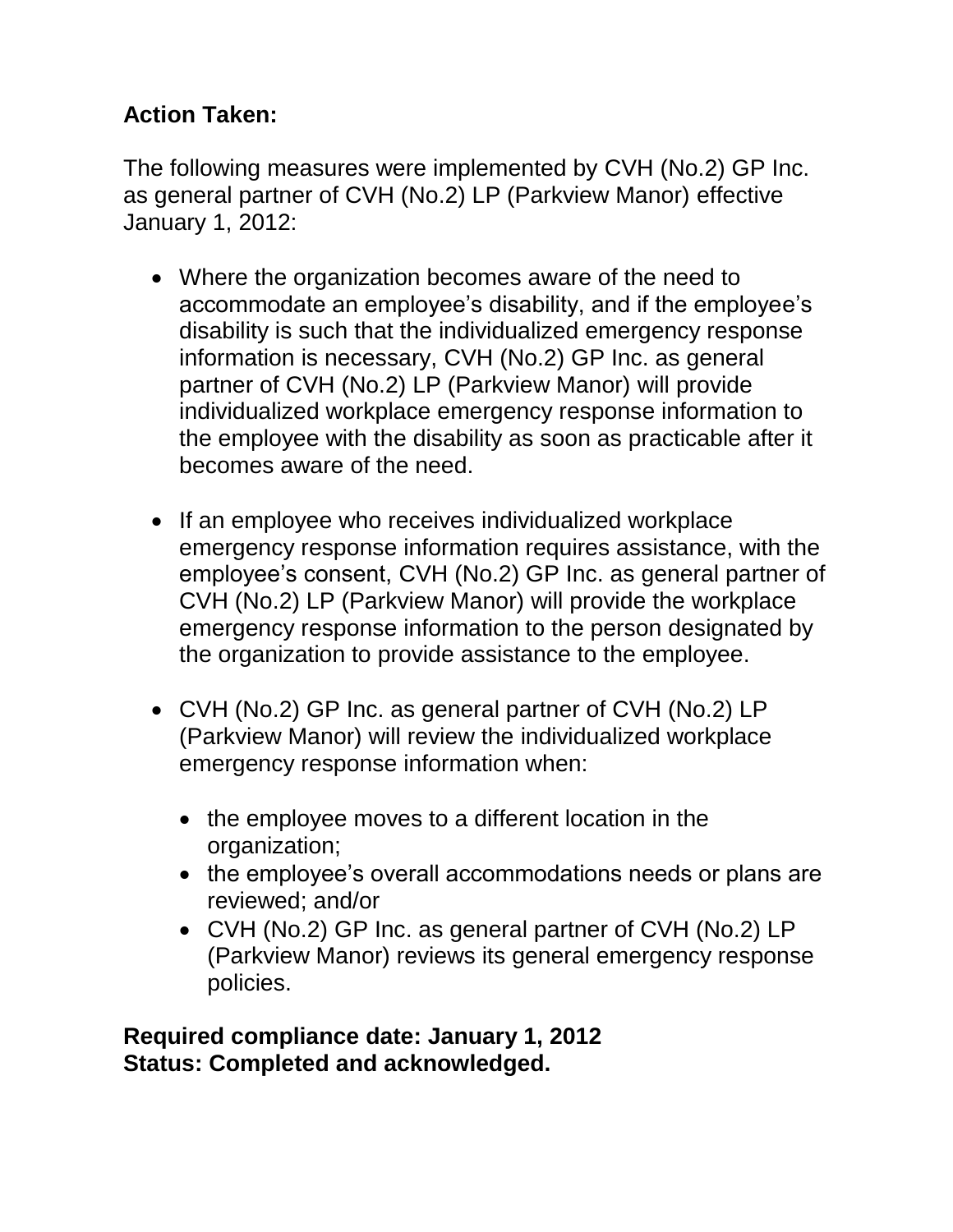**Action Taken:**

The following measures were implemented by CVH (No.2) GP Inc. as general partner of CVH (No.2) LP (Parkview Manor) effective January 1, 2012:

- Where the organization becomes aware of the need to accommodate an employee's disability, and if the employee's disability is such that the individualized emergency response information is necessary, CVH (No.2) GP Inc. as general partner of CVH (No.2) LP (Parkview Manor) will provide individualized workplace emergency response information to the employee with the disability as soon as practicable after it becomes aware of the need.

- If an employee who receives individualized workplace emergency response information requires assistance, with the employee's consent, CVH (No.2) GP Inc. as general partner of CVH (No.2) LP (Parkview Manor) will provide the workplace emergency response information to the person designated by the organization to provide assistance to the employee.

- CVH (No.2) GP Inc. as general partner of CVH (No.2) LP (Parkview Manor) will review the individualized workplace emergency response information when:

  - the employee moves to a different location in the organization;
  - the employee's overall accommodations needs or plans are reviewed; and/or
  - CVH (No.2) GP Inc. as general partner of CVH (No.2) LP (Parkview Manor) reviews its general emergency response policies.

**Required compliance date: January 1, 2012**
**Status: Completed and acknowledged.**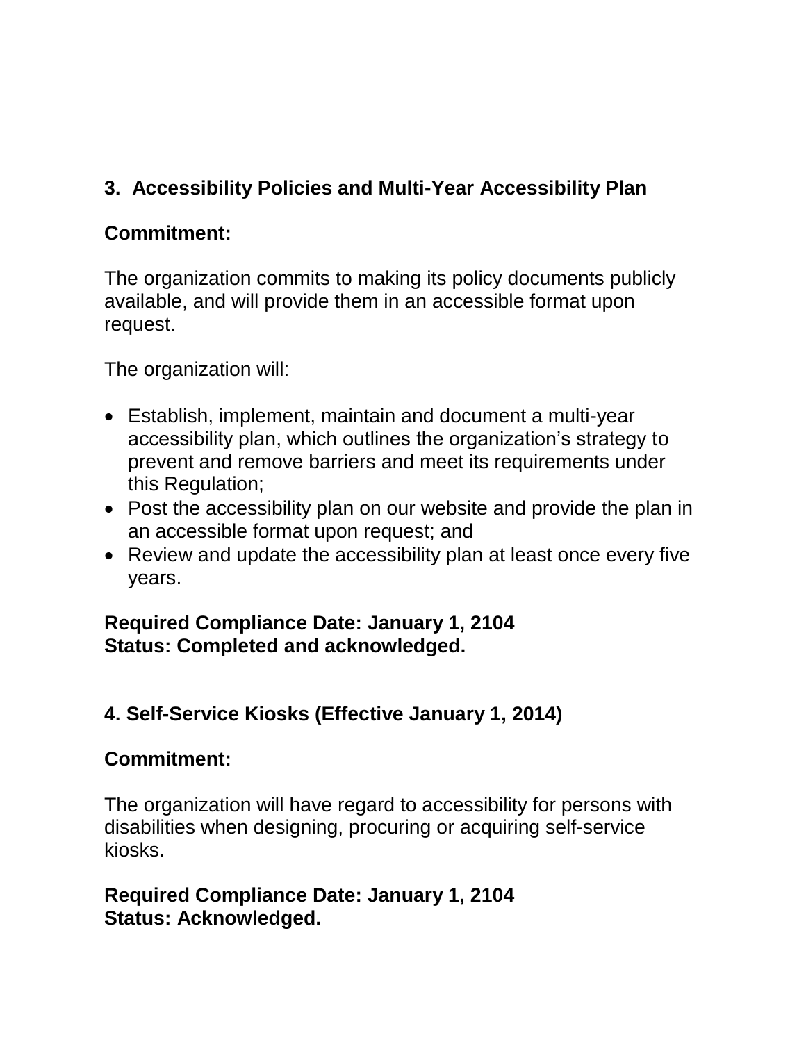## 3. Accessibility Policies and Multi-Year Accessibility Plan

**Commitment:**

The organization commits to making its policy documents publicly available, and will provide them in an accessible format upon request.

The organization will:

- Establish, implement, maintain and document a multi-year accessibility plan, which outlines the organization's strategy to prevent and remove barriers and meet its requirements under this Regulation;
- Post the accessibility plan on our website and provide the plan in an accessible format upon request; and
- Review and update the accessibility plan at least once every five years.

**Required Compliance Date: January 1, 2104**
**Status: Completed and acknowledged.**

## 4. Self-Service Kiosks (Effective January 1, 2014)

**Commitment:**

The organization will have regard to accessibility for persons with disabilities when designing, procuring or acquiring self-service kiosks.

**Required Compliance Date: January 1, 2104**
**Status: Acknowledged.**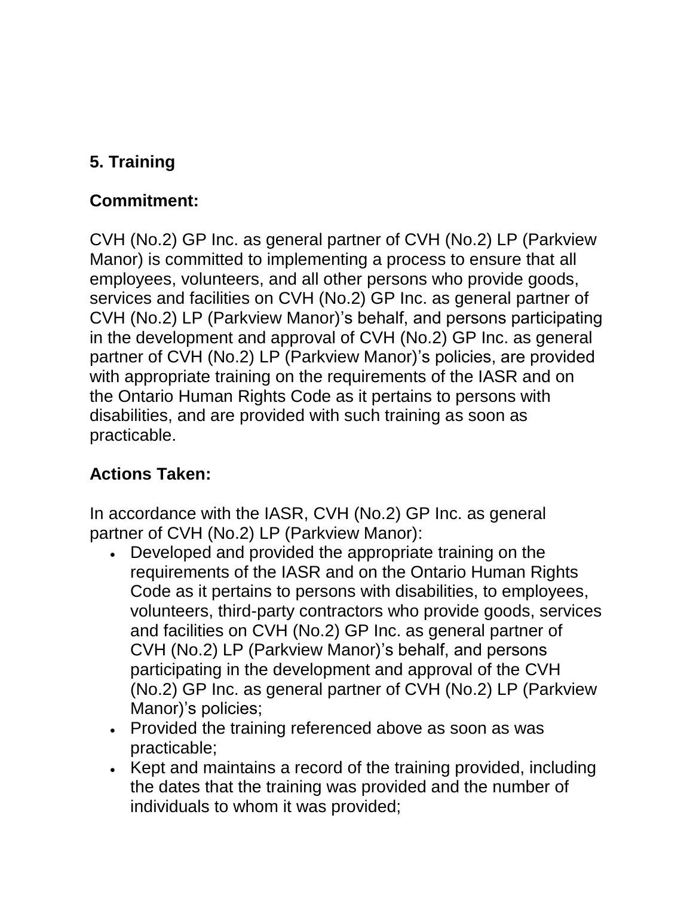## 5. Training

**Commitment:**

CVH (No.2) GP Inc. as general partner of CVH (No.2) LP (Parkview Manor) is committed to implementing a process to ensure that all employees, volunteers, and all other persons who provide goods, services and facilities on CVH (No.2) GP Inc. as general partner of CVH (No.2) LP (Parkview Manor)'s behalf, and persons participating in the development and approval of CVH (No.2) GP Inc. as general partner of CVH (No.2) LP (Parkview Manor)'s policies, are provided with appropriate training on the requirements of the IASR and on the Ontario Human Rights Code as it pertains to persons with disabilities, and are provided with such training as soon as practicable.

**Actions Taken:**

In accordance with the IASR, CVH (No.2) GP Inc. as general partner of CVH (No.2) LP (Parkview Manor):

- Developed and provided the appropriate training on the requirements of the IASR and on the Ontario Human Rights Code as it pertains to persons with disabilities, to employees, volunteers, third-party contractors who provide goods, services and facilities on CVH (No.2) GP Inc. as general partner of CVH (No.2) LP (Parkview Manor)'s behalf, and persons participating in the development and approval of the CVH (No.2) GP Inc. as general partner of CVH (No.2) LP (Parkview Manor)'s policies;
- Provided the training referenced above as soon as was practicable;
- Kept and maintains a record of the training provided, including the dates that the training was provided and the number of individuals to whom it was provided;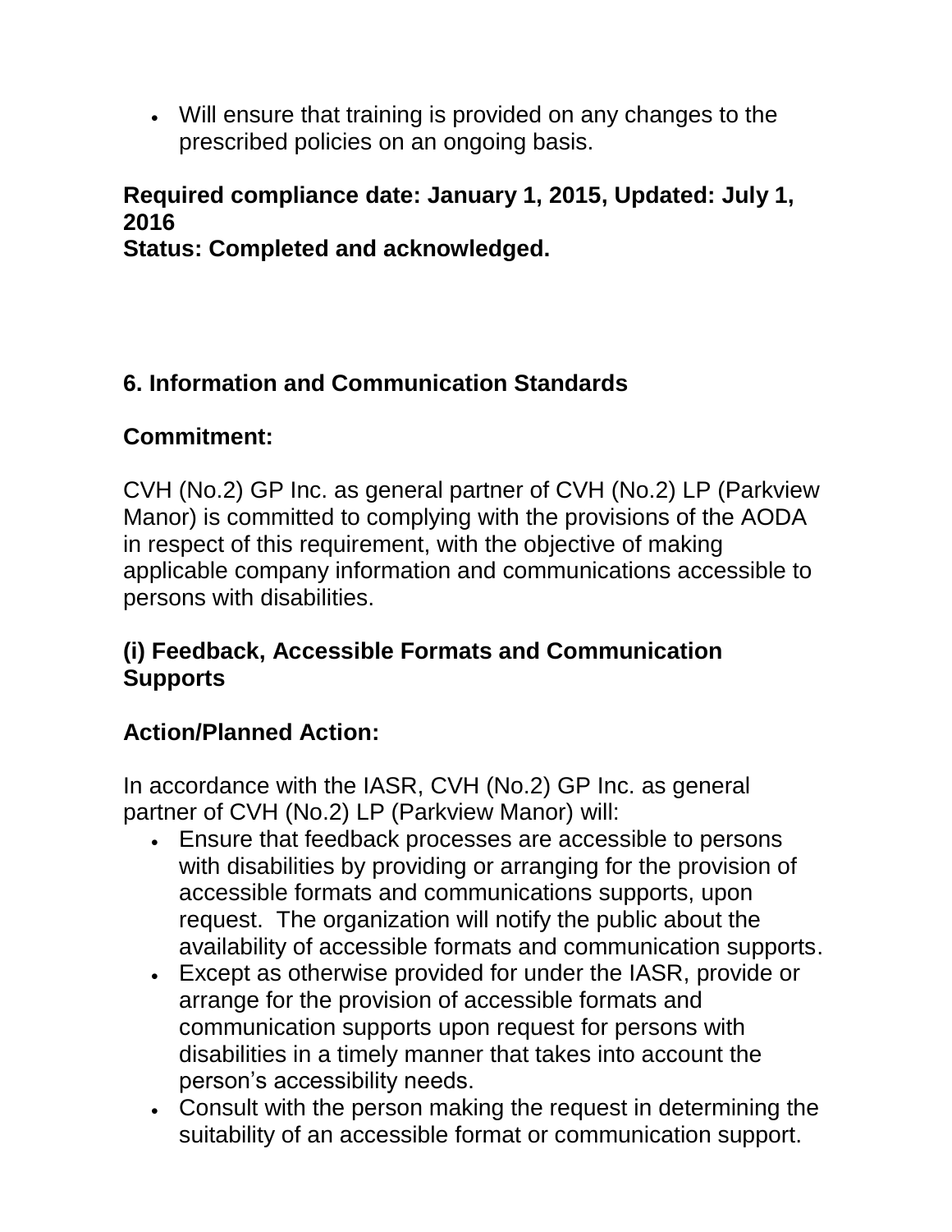- Will ensure that training is provided on any changes to the prescribed policies on an ongoing basis.

**Required compliance date: January 1, 2015, Updated: July 1, 2016**
**Status: Completed and acknowledged.**

## 6. Information and Communication Standards

### Commitment:

CVH (No.2) GP Inc. as general partner of CVH (No.2) LP (Parkview Manor) is committed to complying with the provisions of the AODA in respect of this requirement, with the objective of making applicable company information and communications accessible to persons with disabilities.

### (i) Feedback, Accessible Formats and Communication Supports

### Action/Planned Action:

In accordance with the IASR, CVH (No.2) GP Inc. as general partner of CVH (No.2) LP (Parkview Manor) will:

- Ensure that feedback processes are accessible to persons with disabilities by providing or arranging for the provision of accessible formats and communications supports, upon request. The organization will notify the public about the availability of accessible formats and communication supports.
- Except as otherwise provided for under the IASR, provide or arrange for the provision of accessible formats and communication supports upon request for persons with disabilities in a timely manner that takes into account the person's accessibility needs.
- Consult with the person making the request in determining the suitability of an accessible format or communication support.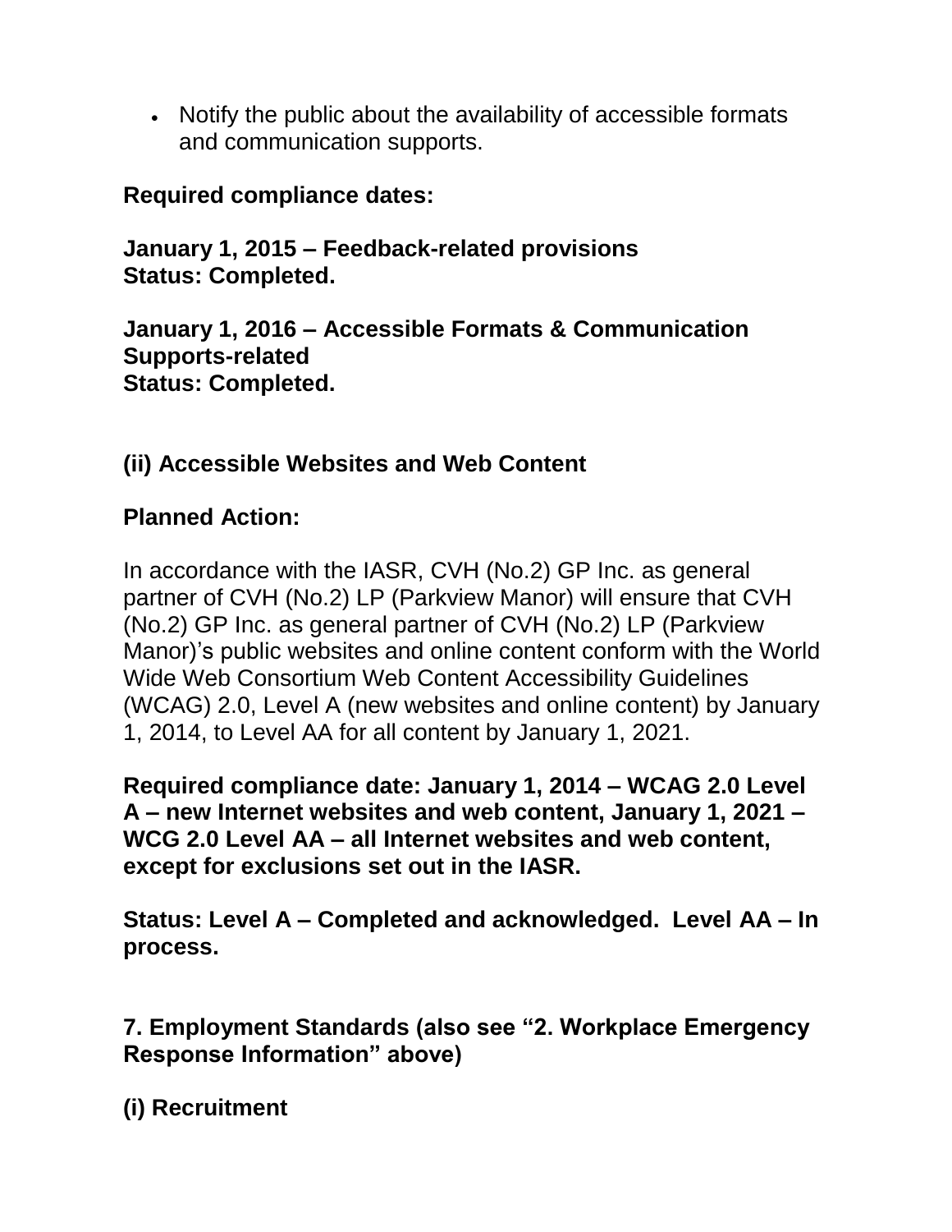- Notify the public about the availability of accessible formats and communication supports.

**Required compliance dates:**

**January 1, 2015 – Feedback-related provisions**
**Status: Completed.**

**January 1, 2016 – Accessible Formats & Communication Supports-related**
**Status: Completed.**

### (ii) Accessible Websites and Web Content

**Planned Action:**

In accordance with the IASR, CVH (No.2) GP Inc. as general partner of CVH (No.2) LP (Parkview Manor) will ensure that CVH (No.2) GP Inc. as general partner of CVH (No.2) LP (Parkview Manor)'s public websites and online content conform with the World Wide Web Consortium Web Content Accessibility Guidelines (WCAG) 2.0, Level A (new websites and online content) by January 1, 2014, to Level AA for all content by January 1, 2021.

**Required compliance date: January 1, 2014 – WCAG 2.0 Level A – new Internet websites and web content, January 1, 2021 – WCG 2.0 Level AA – all Internet websites and web content, except for exclusions set out in the IASR.**

**Status: Level A – Completed and acknowledged. Level AA – In process.**

## 7. Employment Standards (also see "2. Workplace Emergency Response Information" above)

### (i) Recruitment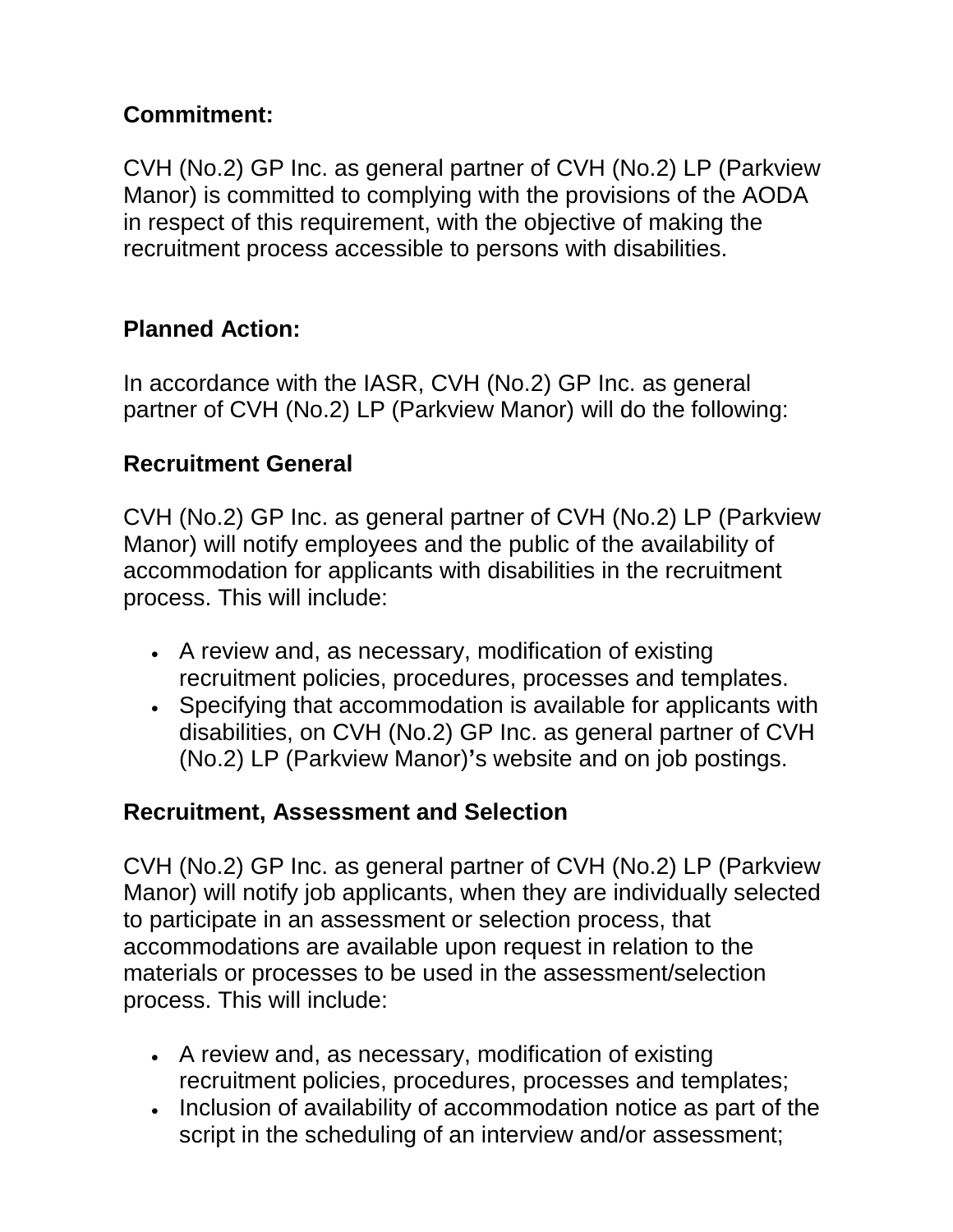**Commitment:**

CVH (No.2) GP Inc. as general partner of CVH (No.2) LP (Parkview Manor) is committed to complying with the provisions of the AODA in respect of this requirement, with the objective of making the recruitment process accessible to persons with disabilities.

**Planned Action:**

In accordance with the IASR, CVH (No.2) GP Inc. as general partner of CVH (No.2) LP (Parkview Manor) will do the following:

**Recruitment General**

CVH (No.2) GP Inc. as general partner of CVH (No.2) LP (Parkview Manor) will notify employees and the public of the availability of accommodation for applicants with disabilities in the recruitment process. This will include:

- A review and, as necessary, modification of existing recruitment policies, procedures, processes and templates.
- Specifying that accommodation is available for applicants with disabilities, on CVH (No.2) GP Inc. as general partner of CVH (No.2) LP (Parkview Manor)'s website and on job postings.

**Recruitment, Assessment and Selection**

CVH (No.2) GP Inc. as general partner of CVH (No.2) LP (Parkview Manor) will notify job applicants, when they are individually selected to participate in an assessment or selection process, that accommodations are available upon request in relation to the materials or processes to be used in the assessment/selection process. This will include:

- A review and, as necessary, modification of existing recruitment policies, procedures, processes and templates;
- Inclusion of availability of accommodation notice as part of the script in the scheduling of an interview and/or assessment;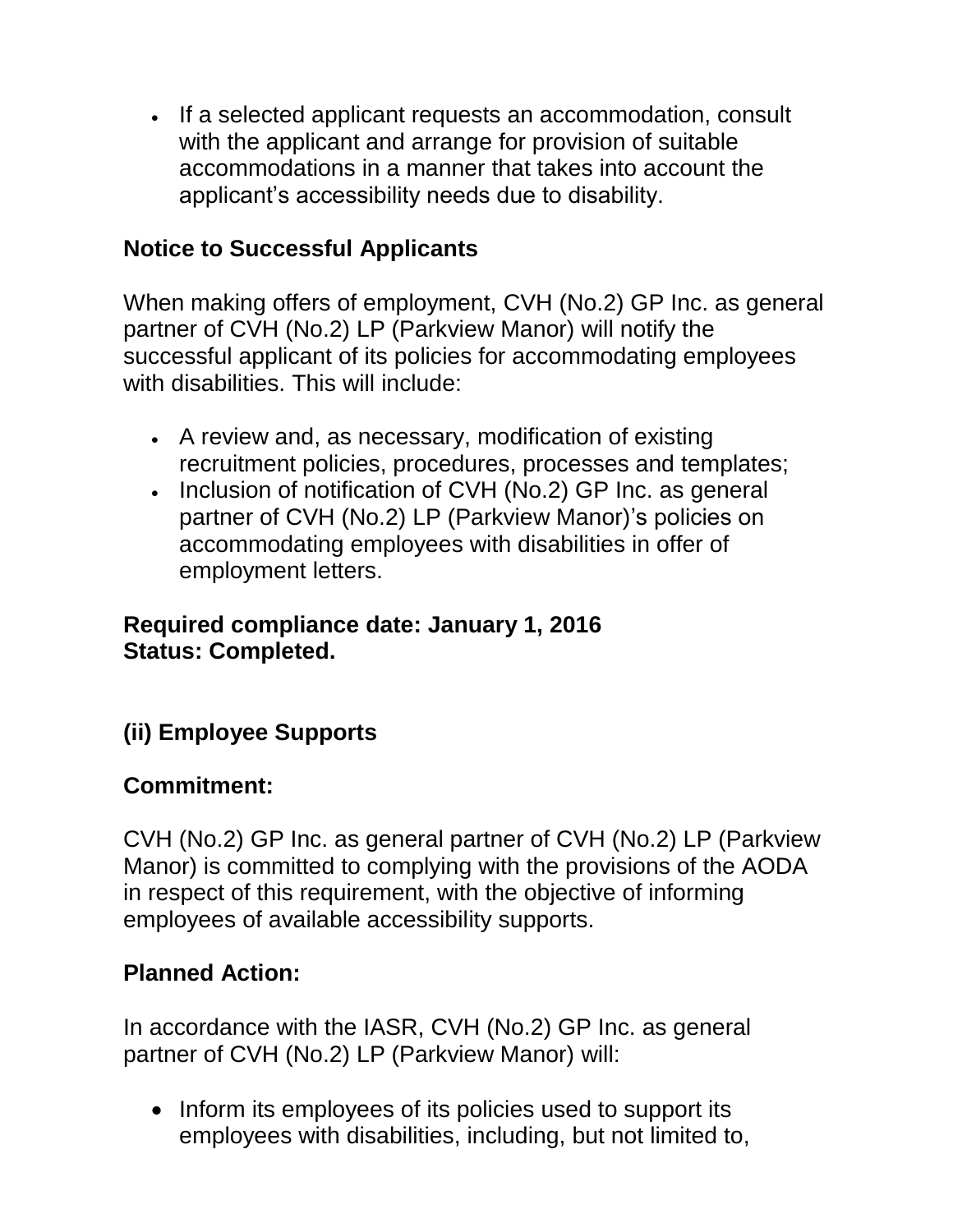- If a selected applicant requests an accommodation, consult with the applicant and arrange for provision of suitable accommodations in a manner that takes into account the applicant's accessibility needs due to disability.

**Notice to Successful Applicants**

When making offers of employment, CVH (No.2) GP Inc. as general partner of CVH (No.2) LP (Parkview Manor) will notify the successful applicant of its policies for accommodating employees with disabilities. This will include:

- A review and, as necessary, modification of existing recruitment policies, procedures, processes and templates;
- Inclusion of notification of CVH (No.2) GP Inc. as general partner of CVH (No.2) LP (Parkview Manor)'s policies on accommodating employees with disabilities in offer of employment letters.

**Required compliance date: January 1, 2016**
**Status: Completed.**

### (ii) Employee Supports

**Commitment:**

CVH (No.2) GP Inc. as general partner of CVH (No.2) LP (Parkview Manor) is committed to complying with the provisions of the AODA in respect of this requirement, with the objective of informing employees of available accessibility supports.

**Planned Action:**

In accordance with the IASR, CVH (No.2) GP Inc. as general partner of CVH (No.2) LP (Parkview Manor) will:

- Inform its employees of its policies used to support its employees with disabilities, including, but not limited to,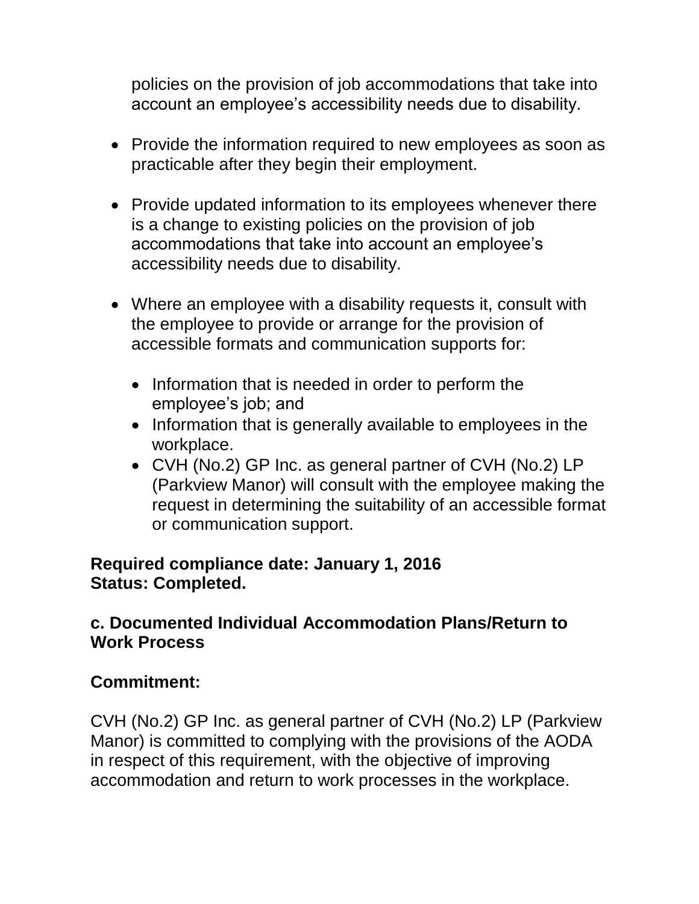policies on the provision of job accommodations that take into account an employee's accessibility needs due to disability.

- Provide the information required to new employees as soon as practicable after they begin their employment.

- Provide updated information to its employees whenever there is a change to existing policies on the provision of job accommodations that take into account an employee's accessibility needs due to disability.

- Where an employee with a disability requests it, consult with the employee to provide or arrange for the provision of accessible formats and communication supports for:

  - Information that is needed in order to perform the employee's job; and
  - Information that is generally available to employees in the workplace.
  - CVH (No.2) GP Inc. as general partner of CVH (No.2) LP (Parkview Manor) will consult with the employee making the request in determining the suitability of an accessible format or communication support.

**Required compliance date: January 1, 2016**
**Status: Completed.**

### c. Documented Individual Accommodation Plans/Return to Work Process

### Commitment:

CVH (No.2) GP Inc. as general partner of CVH (No.2) LP (Parkview Manor) is committed to complying with the provisions of the AODA in respect of this requirement, with the objective of improving accommodation and return to work processes in the workplace.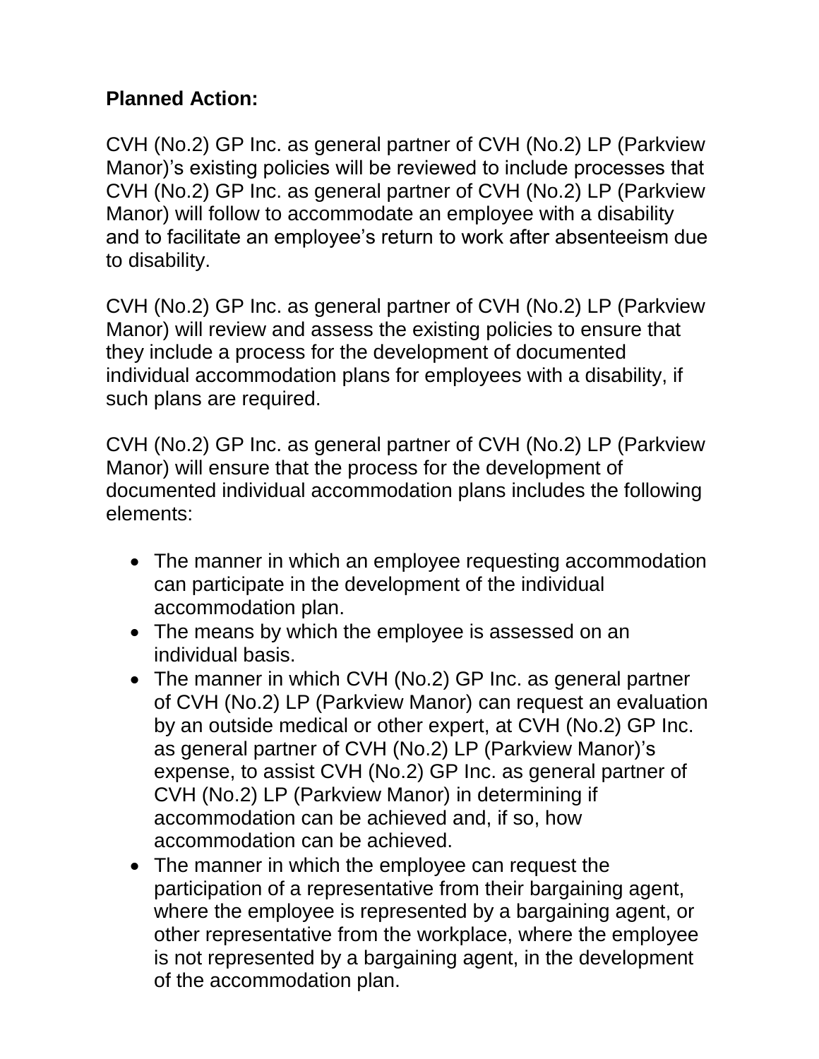**Planned Action:**

CVH (No.2) GP Inc. as general partner of CVH (No.2) LP (Parkview Manor)'s existing policies will be reviewed to include processes that CVH (No.2) GP Inc. as general partner of CVH (No.2) LP (Parkview Manor) will follow to accommodate an employee with a disability and to facilitate an employee's return to work after absenteeism due to disability.

CVH (No.2) GP Inc. as general partner of CVH (No.2) LP (Parkview Manor) will review and assess the existing policies to ensure that they include a process for the development of documented individual accommodation plans for employees with a disability, if such plans are required.

CVH (No.2) GP Inc. as general partner of CVH (No.2) LP (Parkview Manor) will ensure that the process for the development of documented individual accommodation plans includes the following elements:

- The manner in which an employee requesting accommodation can participate in the development of the individual accommodation plan.
- The means by which the employee is assessed on an individual basis.
- The manner in which CVH (No.2) GP Inc. as general partner of CVH (No.2) LP (Parkview Manor) can request an evaluation by an outside medical or other expert, at CVH (No.2) GP Inc. as general partner of CVH (No.2) LP (Parkview Manor)'s expense, to assist CVH (No.2) GP Inc. as general partner of CVH (No.2) LP (Parkview Manor) in determining if accommodation can be achieved and, if so, how accommodation can be achieved.
- The manner in which the employee can request the participation of a representative from their bargaining agent, where the employee is represented by a bargaining agent, or other representative from the workplace, where the employee is not represented by a bargaining agent, in the development of the accommodation plan.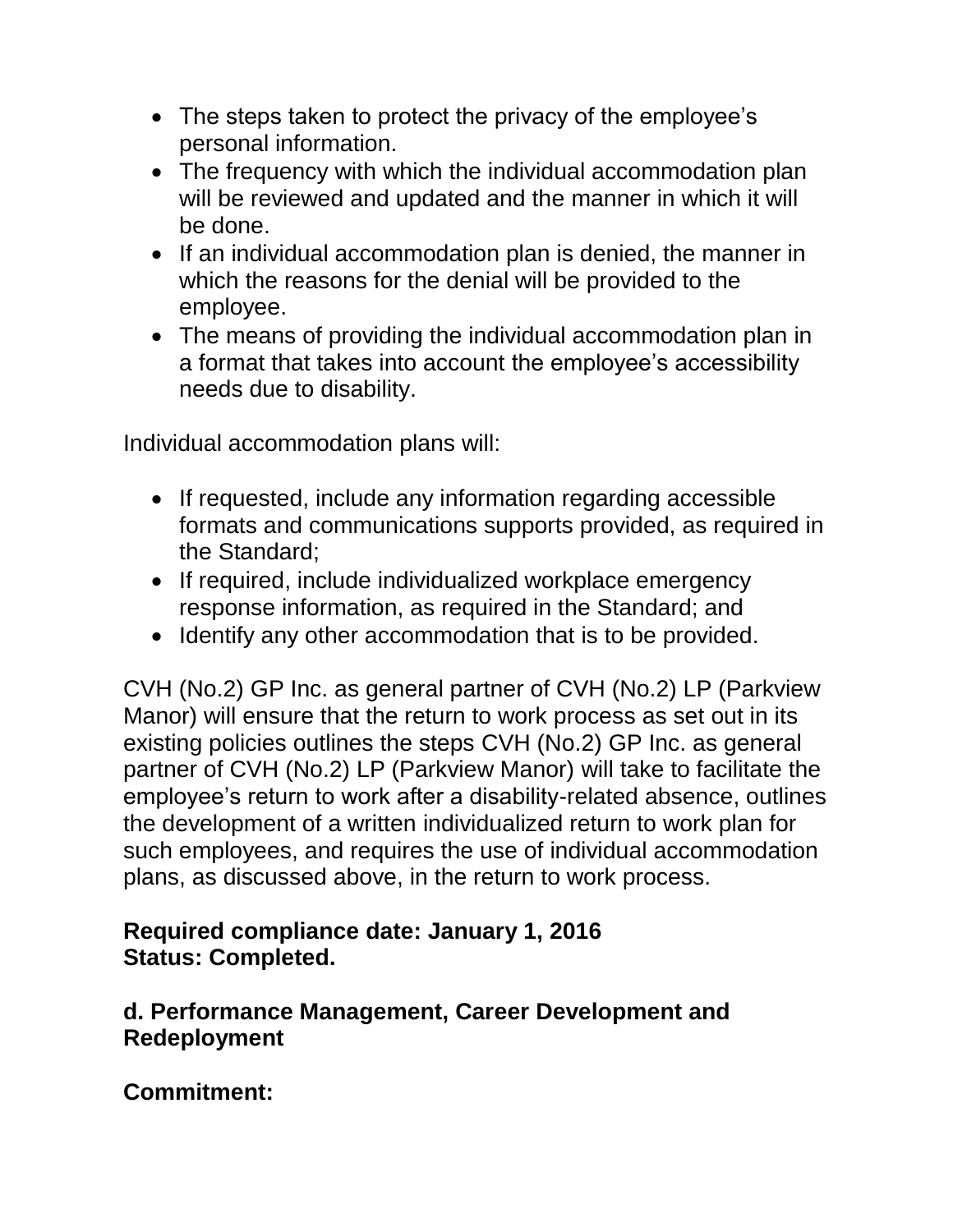- The steps taken to protect the privacy of the employee's personal information.
- The frequency with which the individual accommodation plan will be reviewed and updated and the manner in which it will be done.
- If an individual accommodation plan is denied, the manner in which the reasons for the denial will be provided to the employee.
- The means of providing the individual accommodation plan in a format that takes into account the employee's accessibility needs due to disability.

Individual accommodation plans will:

- If requested, include any information regarding accessible formats and communications supports provided, as required in the Standard;
- If required, include individualized workplace emergency response information, as required in the Standard; and
- Identify any other accommodation that is to be provided.

CVH (No.2) GP Inc. as general partner of CVH (No.2) LP (Parkview Manor) will ensure that the return to work process as set out in its existing policies outlines the steps CVH (No.2) GP Inc. as general partner of CVH (No.2) LP (Parkview Manor) will take to facilitate the employee's return to work after a disability-related absence, outlines the development of a written individualized return to work plan for such employees, and requires the use of individual accommodation plans, as discussed above, in the return to work process.

**Required compliance date: January 1, 2016**
**Status: Completed.**

### d. Performance Management, Career Development and Redeployment

**Commitment:**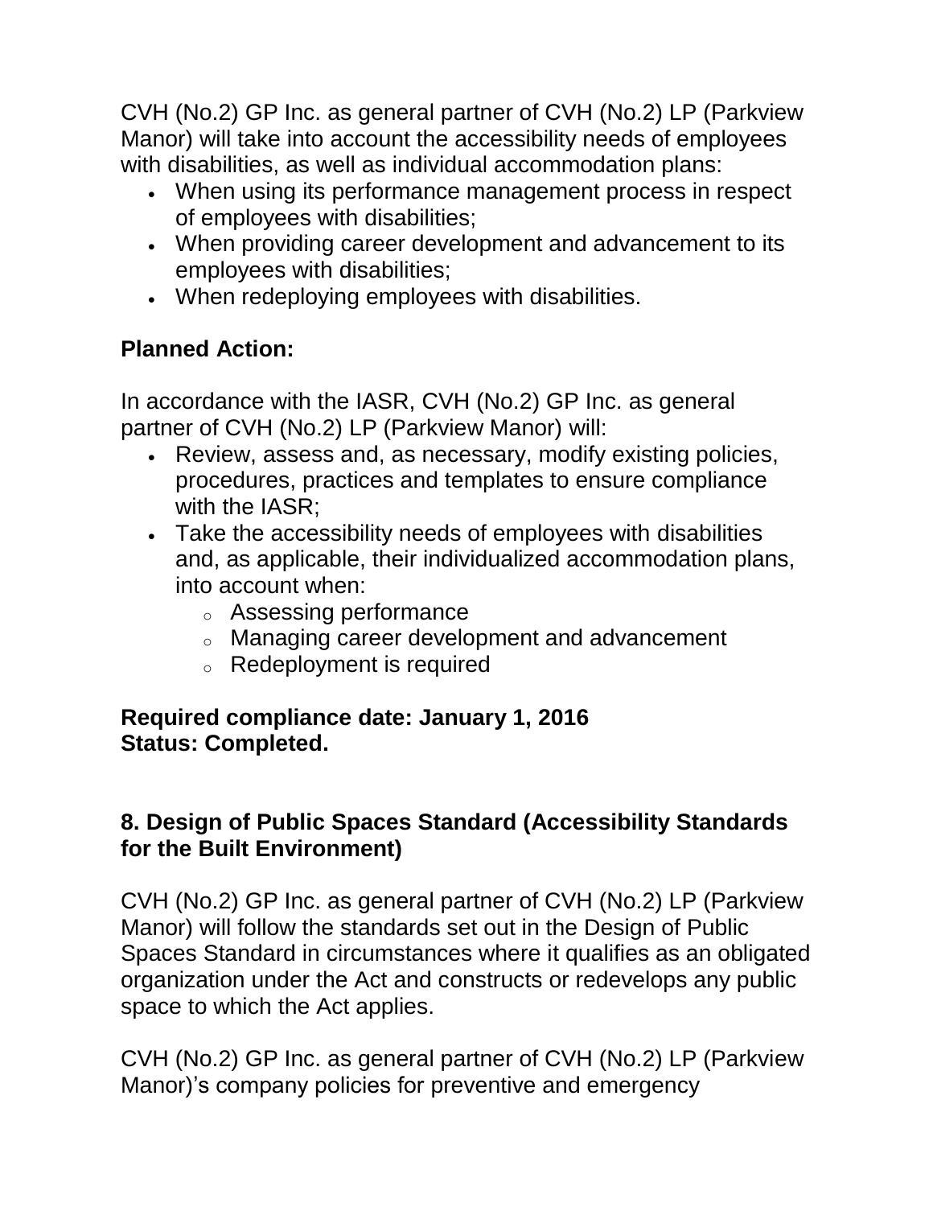CVH (No.2) GP Inc. as general partner of CVH (No.2) LP (Parkview Manor) will take into account the accessibility needs of employees with disabilities, as well as individual accommodation plans:

- When using its performance management process in respect of employees with disabilities;
- When providing career development and advancement to its employees with disabilities;
- When redeploying employees with disabilities.

**Planned Action:**

In accordance with the IASR, CVH (No.2) GP Inc. as general partner of CVH (No.2) LP (Parkview Manor) will:

- Review, assess and, as necessary, modify existing policies, procedures, practices and templates to ensure compliance with the IASR;
- Take the accessibility needs of employees with disabilities and, as applicable, their individualized accommodation plans, into account when:
    - Assessing performance
    - Managing career development and advancement
    - Redeployment is required

**Required compliance date: January 1, 2016**
**Status: Completed.**

## 8. Design of Public Spaces Standard (Accessibility Standards for the Built Environment)

CVH (No.2) GP Inc. as general partner of CVH (No.2) LP (Parkview Manor) will follow the standards set out in the Design of Public Spaces Standard in circumstances where it qualifies as an obligated organization under the Act and constructs or redevelops any public space to which the Act applies.

CVH (No.2) GP Inc. as general partner of CVH (No.2) LP (Parkview Manor)'s company policies for preventive and emergency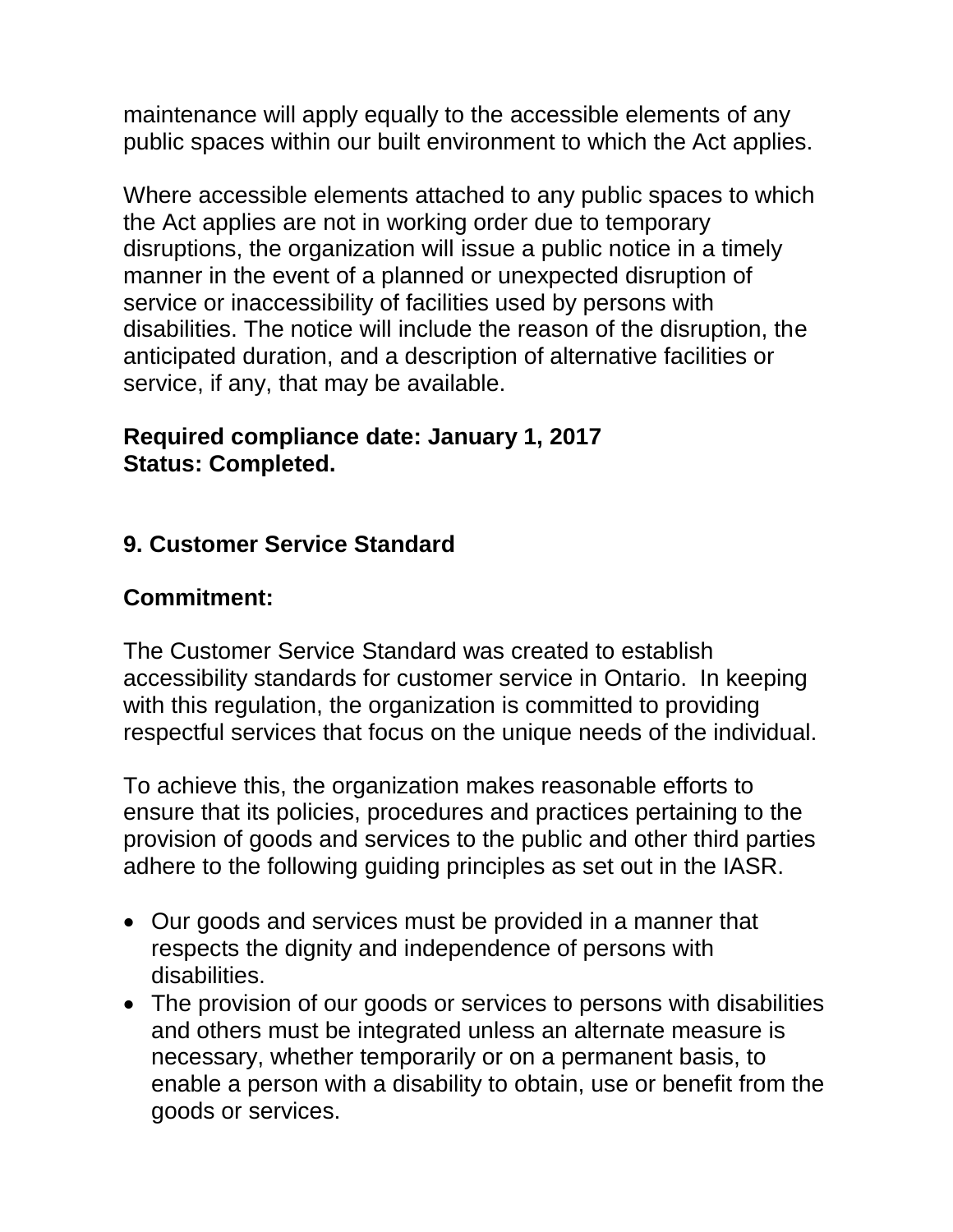maintenance will apply equally to the accessible elements of any public spaces within our built environment to which the Act applies.

Where accessible elements attached to any public spaces to which the Act applies are not in working order due to temporary disruptions, the organization will issue a public notice in a timely manner in the event of a planned or unexpected disruption of service or inaccessibility of facilities used by persons with disabilities. The notice will include the reason of the disruption, the anticipated duration, and a description of alternative facilities or service, if any, that may be available.

**Required compliance date: January 1, 2017**
**Status: Completed.**

## 9. Customer Service Standard

**Commitment:**

The Customer Service Standard was created to establish accessibility standards for customer service in Ontario. In keeping with this regulation, the organization is committed to providing respectful services that focus on the unique needs of the individual.

To achieve this, the organization makes reasonable efforts to ensure that its policies, procedures and practices pertaining to the provision of goods and services to the public and other third parties adhere to the following guiding principles as set out in the IASR.

- Our goods and services must be provided in a manner that respects the dignity and independence of persons with disabilities.
- The provision of our goods or services to persons with disabilities and others must be integrated unless an alternate measure is necessary, whether temporarily or on a permanent basis, to enable a person with a disability to obtain, use or benefit from the goods or services.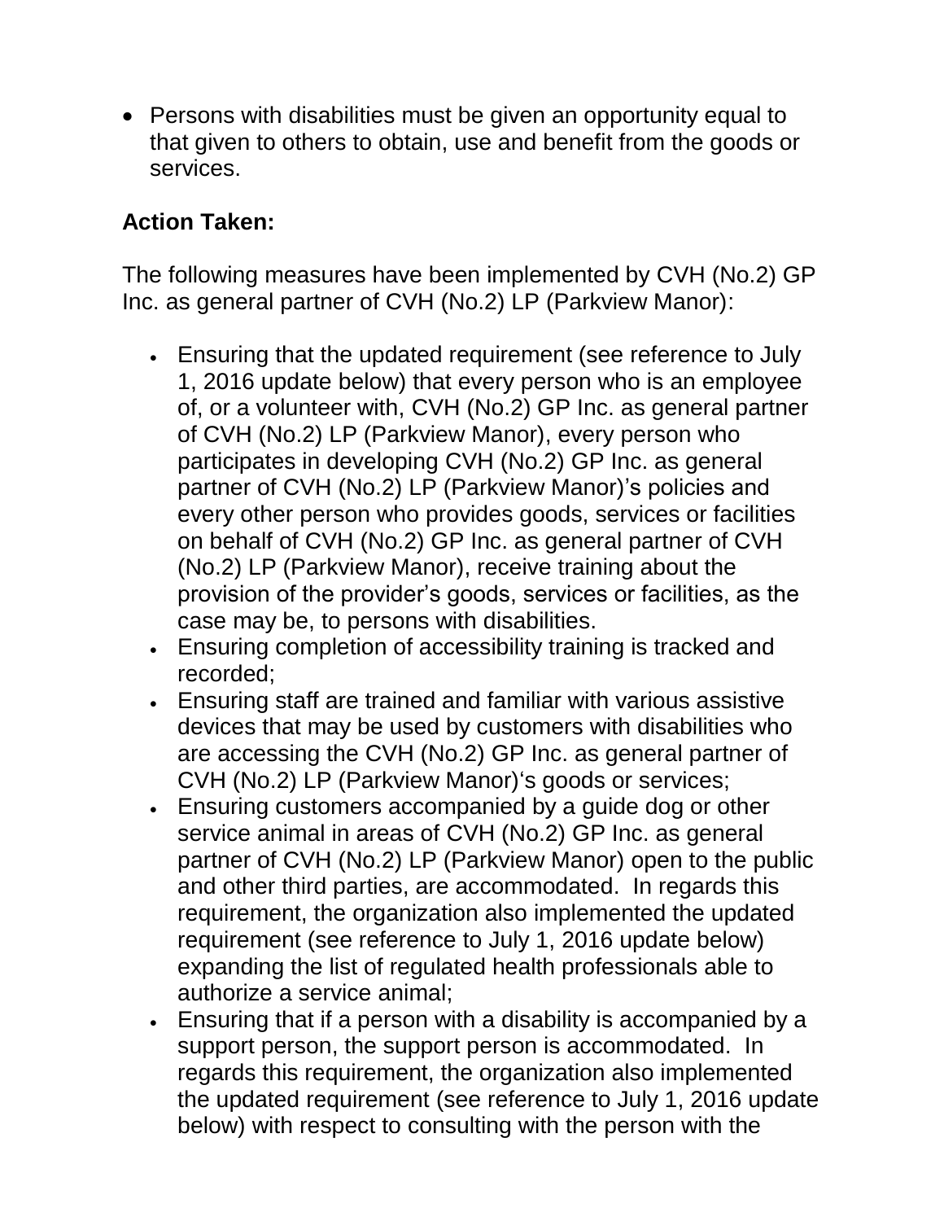- Persons with disabilities must be given an opportunity equal to that given to others to obtain, use and benefit from the goods or services.

**Action Taken:**

The following measures have been implemented by CVH (No.2) GP Inc. as general partner of CVH (No.2) LP (Parkview Manor):

- Ensuring that the updated requirement (see reference to July 1, 2016 update below) that every person who is an employee of, or a volunteer with, CVH (No.2) GP Inc. as general partner of CVH (No.2) LP (Parkview Manor), every person who participates in developing CVH (No.2) GP Inc. as general partner of CVH (No.2) LP (Parkview Manor)'s policies and every other person who provides goods, services or facilities on behalf of CVH (No.2) GP Inc. as general partner of CVH (No.2) LP (Parkview Manor), receive training about the provision of the provider's goods, services or facilities, as the case may be, to persons with disabilities.
- Ensuring completion of accessibility training is tracked and recorded;
- Ensuring staff are trained and familiar with various assistive devices that may be used by customers with disabilities who are accessing the CVH (No.2) GP Inc. as general partner of CVH (No.2) LP (Parkview Manor)'s goods or services;
- Ensuring customers accompanied by a guide dog or other service animal in areas of CVH (No.2) GP Inc. as general partner of CVH (No.2) LP (Parkview Manor) open to the public and other third parties, are accommodated. In regards this requirement, the organization also implemented the updated requirement (see reference to July 1, 2016 update below) expanding the list of regulated health professionals able to authorize a service animal;
- Ensuring that if a person with a disability is accompanied by a support person, the support person is accommodated. In regards this requirement, the organization also implemented the updated requirement (see reference to July 1, 2016 update below) with respect to consulting with the person with the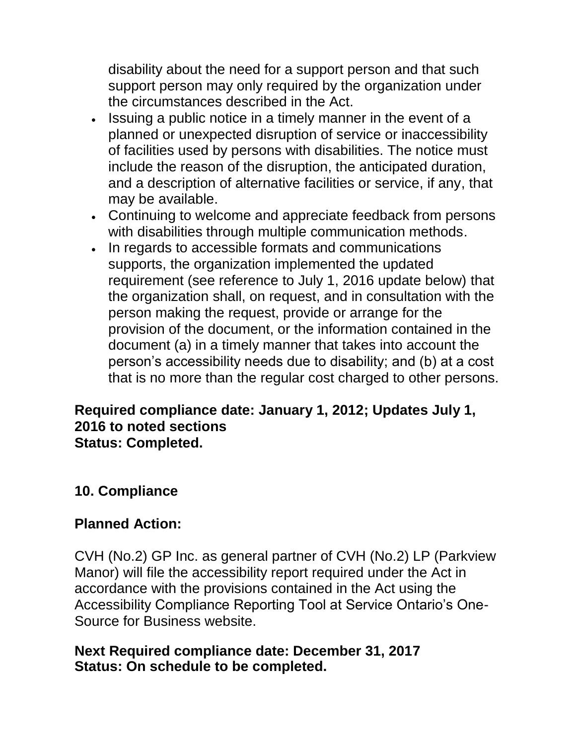disability about the need for a support person and that such support person may only required by the organization under the circumstances described in the Act.

- Issuing a public notice in a timely manner in the event of a planned or unexpected disruption of service or inaccessibility of facilities used by persons with disabilities. The notice must include the reason of the disruption, the anticipated duration, and a description of alternative facilities or service, if any, that may be available.
- Continuing to welcome and appreciate feedback from persons with disabilities through multiple communication methods.
- In regards to accessible formats and communications supports, the organization implemented the updated requirement (see reference to July 1, 2016 update below) that the organization shall, on request, and in consultation with the person making the request, provide or arrange for the provision of the document, or the information contained in the document (a) in a timely manner that takes into account the person's accessibility needs due to disability; and (b) at a cost that is no more than the regular cost charged to other persons.

**Required compliance date: January 1, 2012; Updates July 1, 2016 to noted sections**
**Status: Completed.**

### 10. Compliance

**Planned Action:**

CVH (No.2) GP Inc. as general partner of CVH (No.2) LP (Parkview Manor) will file the accessibility report required under the Act in accordance with the provisions contained in the Act using the Accessibility Compliance Reporting Tool at Service Ontario's One-Source for Business website.

**Next Required compliance date: December 31, 2017**
**Status: On schedule to be completed.**